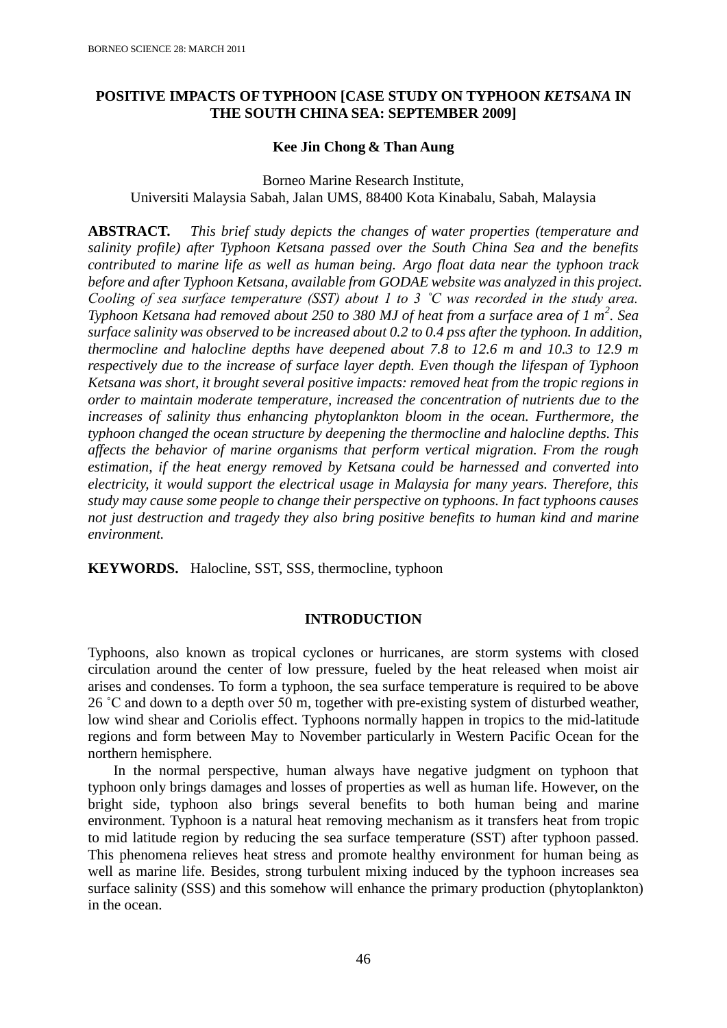# POSITIVE IMPACTS OF TYPHOON [CASE STUDY ON TYPHOON *KETSANA* IN THE SOUTH CHINA SEA: SEPTEMBER 2009]

**Kee Jin Chong & Than Aung**

Borneo Marine Research Institute,
Universiti Malaysia Sabah, Jalan UMS, 88400 Kota Kinabalu, Sabah, Malaysia

**ABSTRACT.** *This brief study depicts the changes of water properties (temperature and salinity profile) after Typhoon Ketsana passed over the South China Sea and the benefits contributed to marine life as well as human being. Argo float data near the typhoon track before and after Typhoon Ketsana, available from GODAE website was analyzed in this project. Cooling of sea surface temperature (SST) about 1 to 3 ˚C was recorded in the study area. Typhoon Ketsana had removed about 250 to 380 MJ of heat from a surface area of 1 $m^2$. Sea surface salinity was observed to be increased about 0.2 to 0.4 pss after the typhoon. In addition, thermocline and halocline depths have deepened about 7.8 to 12.6 m and 10.3 to 12.9 m respectively due to the increase of surface layer depth. Even though the lifespan of Typhoon Ketsana was short, it brought several positive impacts: removed heat from the tropic regions in order to maintain moderate temperature, increased the concentration of nutrients due to the increases of salinity thus enhancing phytoplankton bloom in the ocean. Furthermore, the typhoon changed the ocean structure by deepening the thermocline and halocline depths. This affects the behavior of marine organisms that perform vertical migration. From the rough estimation, if the heat energy removed by Ketsana could be harnessed and converted into electricity, it would support the electrical usage in Malaysia for many years. Therefore, this study may cause some people to change their perspective on typhoons. In fact typhoons causes not just destruction and tragedy they also bring positive benefits to human kind and marine environment.*

**KEYWORDS.** Halocline, SST, SSS, thermocline, typhoon

## INTRODUCTION

Typhoons, also known as tropical cyclones or hurricanes, are storm systems with closed circulation around the center of low pressure, fueled by the heat released when moist air arises and condenses. To form a typhoon, the sea surface temperature is required to be above 26 ˚C and down to a depth over 50 m, together with pre-existing system of disturbed weather, low wind shear and Coriolis effect. Typhoons normally happen in tropics to the mid-latitude regions and form between May to November particularly in Western Pacific Ocean for the northern hemisphere.

In the normal perspective, human always have negative judgment on typhoon that typhoon only brings damages and losses of properties as well as human life. However, on the bright side, typhoon also brings several benefits to both human being and marine environment. Typhoon is a natural heat removing mechanism as it transfers heat from tropic to mid latitude region by reducing the sea surface temperature (SST) after typhoon passed. This phenomena relieves heat stress and promote healthy environment for human being as well as marine life. Besides, strong turbulent mixing induced by the typhoon increases sea surface salinity (SSS) and this somehow will enhance the primary production (phytoplankton) in the ocean.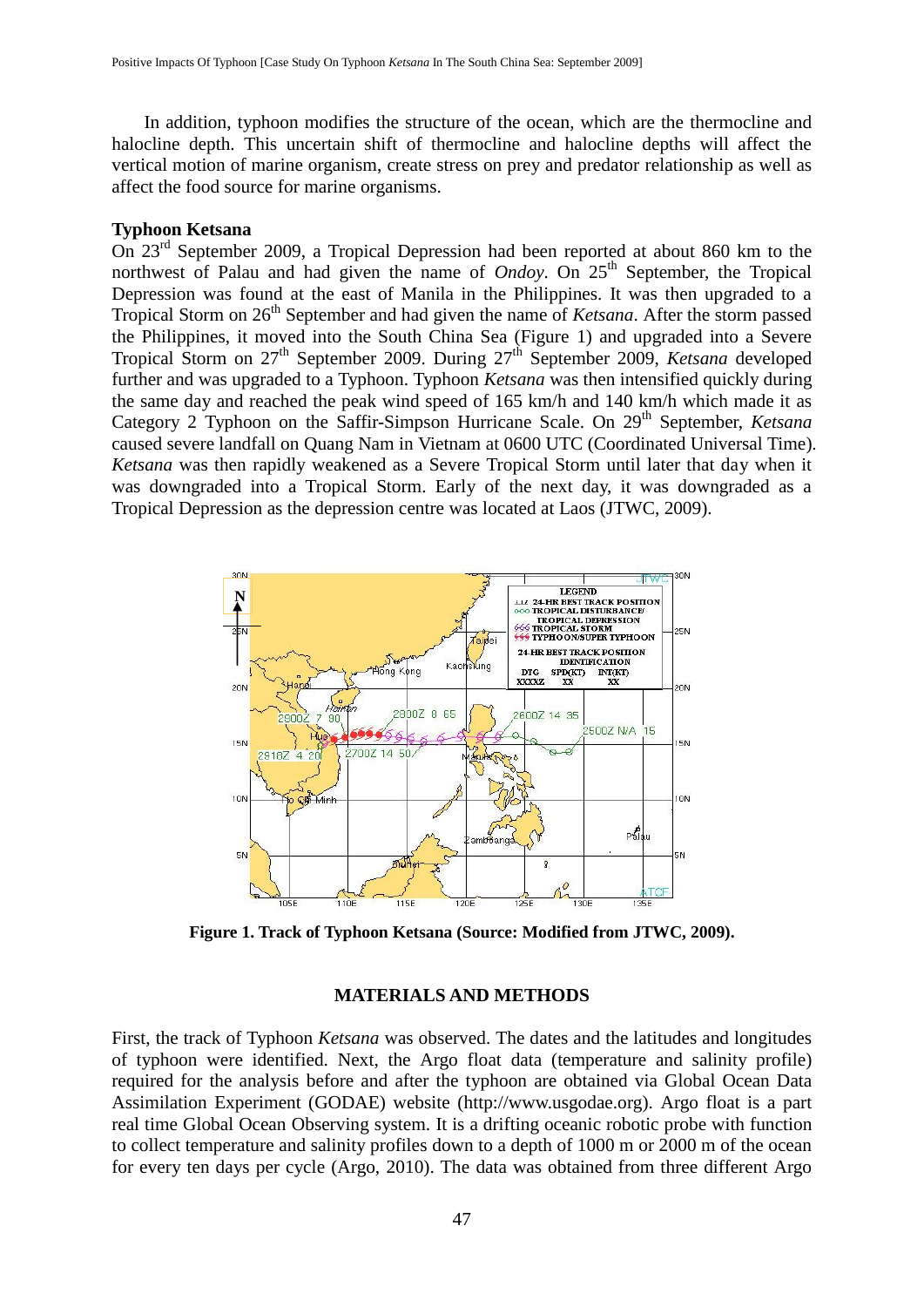In addition, typhoon modifies the structure of the ocean, which are the thermocline and halocline depth. This uncertain shift of thermocline and halocline depths will affect the vertical motion of marine organism, create stress on prey and predator relationship as well as affect the food source for marine organisms.

**Typhoon Ketsana**

On 23rd September 2009, a Tropical Depression had been reported at about 860 km to the northwest of Palau and had given the name of *Ondoy*. On 25th September, the Tropical Depression was found at the east of Manila in the Philippines. It was then upgraded to a Tropical Storm on 26th September and had given the name of *Ketsana*. After the storm passed the Philippines, it moved into the South China Sea (Figure 1) and upgraded into a Severe Tropical Storm on 27th September 2009. During 27th September 2009, *Ketsana* developed further and was upgraded to a Typhoon. Typhoon *Ketsana* was then intensified quickly during the same day and reached the peak wind speed of 165 km/h and 140 km/h which made it as Category 2 Typhoon on the Saffir-Simpson Hurricane Scale. On 29th September, *Ketsana* caused severe landfall on Quang Nam in Vietnam at 0600 UTC (Coordinated Universal Time). *Ketsana* was then rapidly weakened as a Severe Tropical Storm until later that day when it was downgraded into a Tropical Storm. Early of the next day, it was downgraded as a Tropical Depression as the depression centre was located at Laos (JTWC, 2009).

**Figure 1. Track of Typhoon Ketsana (Source: Modified from JTWC, 2009).**

## MATERIALS AND METHODS

First, the track of Typhoon *Ketsana* was observed. The dates and the latitudes and longitudes of typhoon were identified. Next, the Argo float data (temperature and salinity profile) required for the analysis before and after the typhoon are obtained via Global Ocean Data Assimilation Experiment (GODAE) website (http://www.usgodae.org). Argo float is a part real time Global Ocean Observing system. It is a drifting oceanic robotic probe with function to collect temperature and salinity profiles down to a depth of 1000 m or 2000 m of the ocean for every ten days per cycle (Argo, 2010). The data was obtained from three different Argo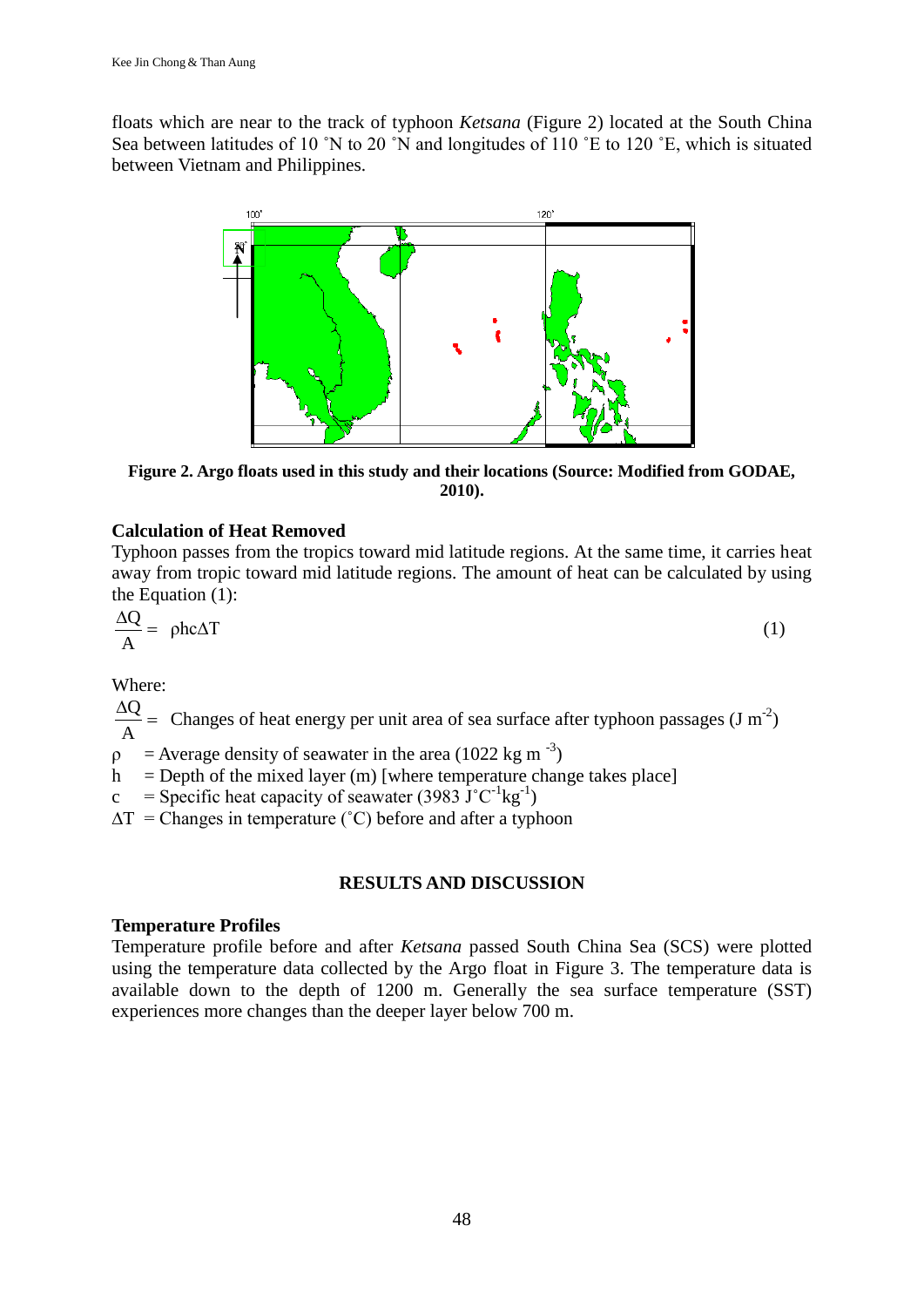floats which are near to the track of typhoon *Ketsana* (Figure 2) located at the South China Sea between latitudes of 10 ˚N to 20 ˚N and longitudes of 110 ˚E to 120 ˚E, which is situated between Vietnam and Philippines.

**Figure 2. Argo floats used in this study and their locations (Source: Modified from GODAE, 2010).**

### Calculation of Heat Removed

Typhoon passes from the tropics toward mid latitude regions. At the same time, it carries heat away from tropic toward mid latitude regions. The amount of heat can be calculated by using the Equation (1):

$$\frac{\Delta Q}{A} = \rho h c \Delta T \tag{1}$$

Where:

$\frac{\Delta Q}{A}$ = Changes of heat energy per unit area of sea surface after typhoon passages ($J\ m^{-2}$)

$\rho$ = Average density of seawater in the area (1022 $kg\ m^{-3}$)

$h$ = Depth of the mixed layer (m) [where temperature change takes place]

$c$ = Specific heat capacity of seawater (3983 $J\,^{\circ}C^{-1}kg^{-1}$)

$\Delta T$ = Changes in temperature (˚C) before and after a typhoon

## RESULTS AND DISCUSSION

### Temperature Profiles

Temperature profile before and after *Ketsana* passed South China Sea (SCS) were plotted using the temperature data collected by the Argo float in Figure 3. The temperature data is available down to the depth of 1200 m. Generally the sea surface temperature (SST) experiences more changes than the deeper layer below 700 m.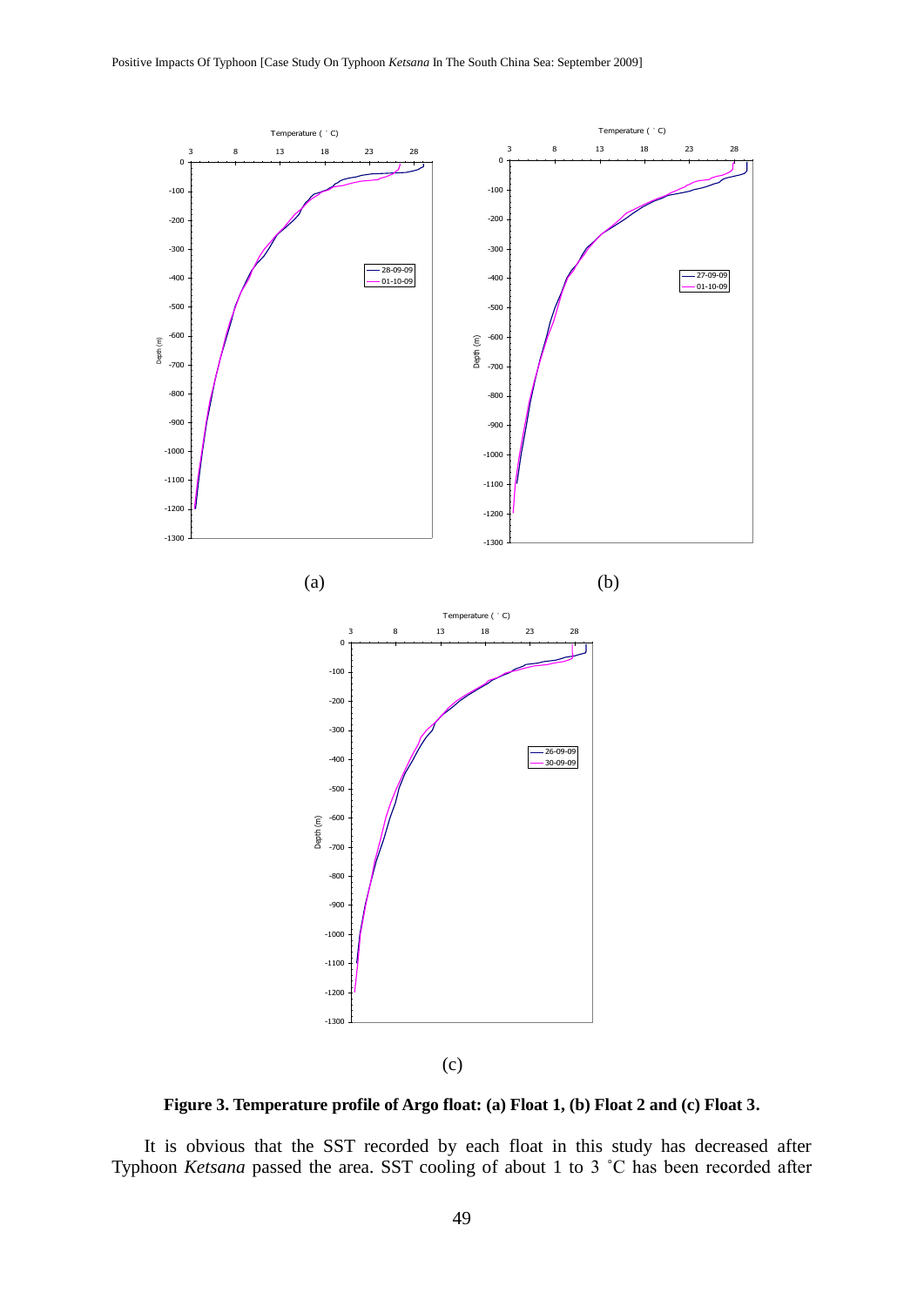**Figure 3. Temperature profile of Argo float: (a) Float 1, (b) Float 2 and (c) Float 3.**

It is obvious that the SST recorded by each float in this study has decreased after Typhoon *Ketsana* passed the area. SST cooling of about 1 to 3 ˚C has been recorded after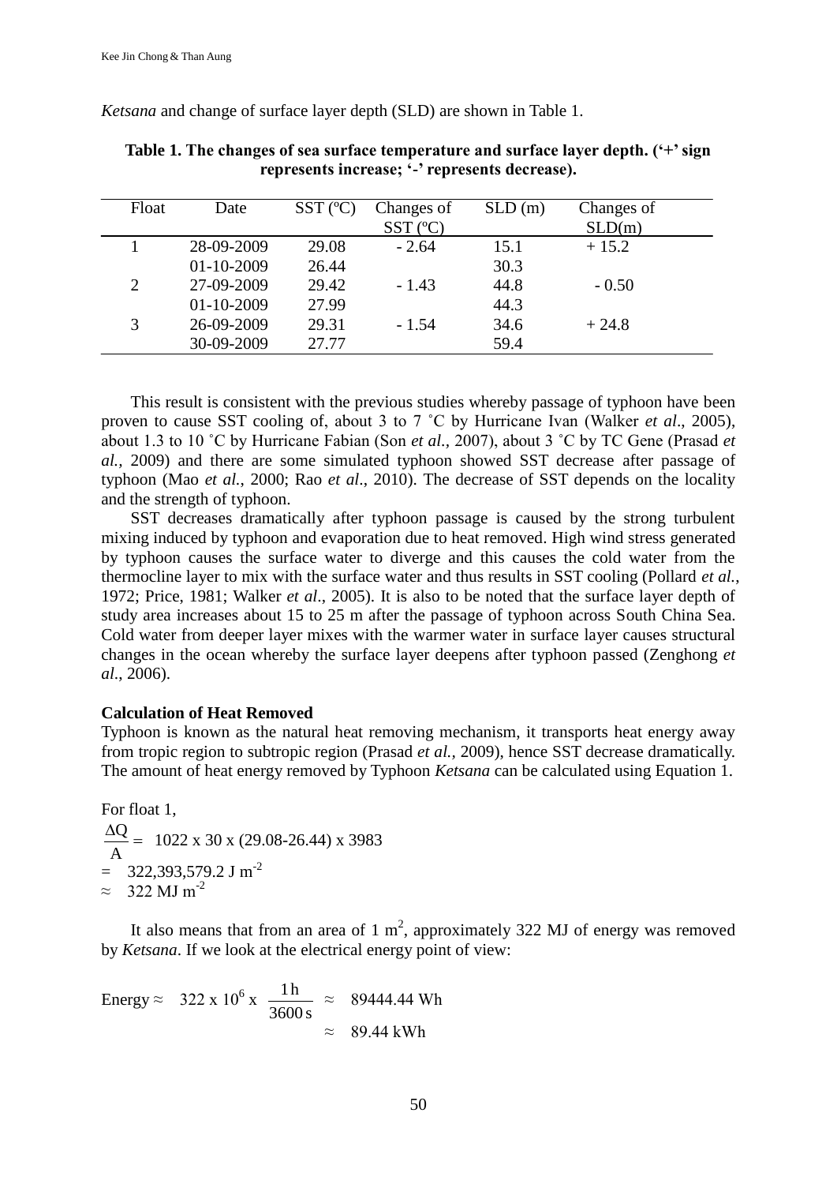*Ketsana* and change of surface layer depth (SLD) are shown in Table 1.

**Table 1. The changes of sea surface temperature and surface layer depth. ('+' sign represents increase; '-' represents decrease).**

| Float | Date | SST (ºC) | Changes of SST (ºC) | SLD (m) | Changes of SLD(m) |
|---|---|---|---|---|---|
| 1 | 28-09-2009 | 29.08 | - 2.64 | 15.1 | + 15.2 |
| | 01-10-2009 | 26.44 | | 30.3 | |
| 2 | 27-09-2009 | 29.42 | - 1.43 | 44.8 | - 0.50 |
| | 01-10-2009 | 27.99 | | 44.3 | |
| 3 | 26-09-2009 | 29.31 | - 1.54 | 34.6 | + 24.8 |
| | 30-09-2009 | 27.77 | | 59.4 | |

This result is consistent with the previous studies whereby passage of typhoon have been proven to cause SST cooling of, about 3 to 7 ˚C by Hurricane Ivan (Walker *et al*., 2005), about 1.3 to 10 ˚C by Hurricane Fabian (Son *et al*., 2007), about 3 ˚C by TC Gene (Prasad *et al.,* 2009) and there are some simulated typhoon showed SST decrease after passage of typhoon (Mao *et al.*, 2000; Rao *et al*., 2010). The decrease of SST depends on the locality and the strength of typhoon.

SST decreases dramatically after typhoon passage is caused by the strong turbulent mixing induced by typhoon and evaporation due to heat removed. High wind stress generated by typhoon causes the surface water to diverge and this causes the cold water from the thermocline layer to mix with the surface water and thus results in SST cooling (Pollard *et al.*, 1972; Price, 1981; Walker *et al*., 2005). It is also to be noted that the surface layer depth of study area increases about 15 to 25 m after the passage of typhoon across South China Sea. Cold water from deeper layer mixes with the warmer water in surface layer causes structural changes in the ocean whereby the surface layer deepens after typhoon passed (Zenghong *et al*., 2006).

**Calculation of Heat Removed**

Typhoon is known as the natural heat removing mechanism, it transports heat energy away from tropic region to subtropic region (Prasad *et al.*, 2009), hence SST decrease dramatically. The amount of heat energy removed by Typhoon *Ketsana* can be calculated using Equation 1.

For float 1,

$$\frac{\Delta Q}{A} = 1022 \times 30 \times (29.08-26.44) \times 3983$$
$$= 322{,}393{,}579.2 \text{ J m}^{-2}$$
$$\approx 322 \text{ MJ m}^{-2}$$

It also means that from an area of 1 $m^2$, approximately 322 MJ of energy was removed by *Ketsana*. If we look at the electrical energy point of view:

$$\text{Energy} \approx 322 \times 10^{6} \times \frac{1\,\text{h}}{3600\,\text{s}} \approx 89444.44 \text{ Wh}$$
$$\approx 89.44 \text{ kWh}$$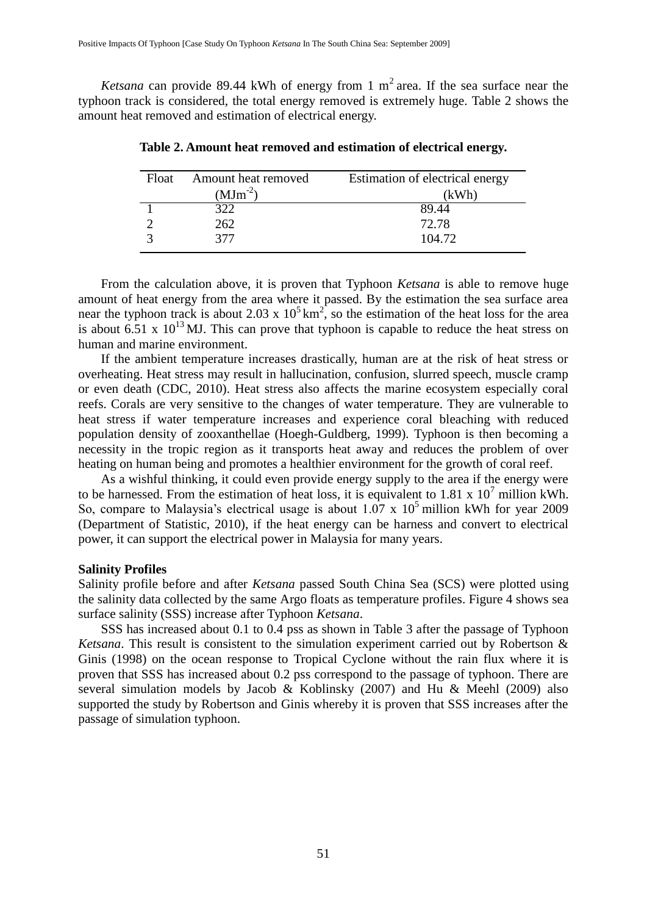*Ketsana* can provide 89.44 kWh of energy from 1 $m^2$ area. If the sea surface near the typhoon track is considered, the total energy removed is extremely huge. Table 2 shows the amount heat removed and estimation of electrical energy.

**Table 2. Amount heat removed and estimation of electrical energy.**

| Float | Amount heat removed ($MJm^{-2}$) | Estimation of electrical energy (kWh) |
|---|---|---|
| 1 | 322 | 89.44 |
| 2 | 262 | 72.78 |
| 3 | 377 | 104.72 |

From the calculation above, it is proven that Typhoon *Ketsana* is able to remove huge amount of heat energy from the area where it passed. By the estimation the sea surface area near the typhoon track is about $2.03 \times 10^5$ $km^2$, so the estimation of the heat loss for the area is about $6.51 \times 10^{13}$ MJ. This can prove that typhoon is capable to reduce the heat stress on human and marine environment.

If the ambient temperature increases drastically, human are at the risk of heat stress or overheating. Heat stress may result in hallucination, confusion, slurred speech, muscle cramp or even death (CDC, 2010). Heat stress also affects the marine ecosystem especially coral reefs. Corals are very sensitive to the changes of water temperature. They are vulnerable to heat stress if water temperature increases and experience coral bleaching with reduced population density of zooxanthellae (Hoegh-Guldberg, 1999). Typhoon is then becoming a necessity in the tropic region as it transports heat away and reduces the problem of over heating on human being and promotes a healthier environment for the growth of coral reef.

As a wishful thinking, it could even provide energy supply to the area if the energy were to be harnessed. From the estimation of heat loss, it is equivalent to $1.81 \times 10^7$ million kWh. So, compare to Malaysia's electrical usage is about $1.07 \times 10^5$ million kWh for year 2009 (Department of Statistic, 2010), if the heat energy can be harness and convert to electrical power, it can support the electrical power in Malaysia for many years.

**Salinity Profiles**

Salinity profile before and after *Ketsana* passed South China Sea (SCS) were plotted using the salinity data collected by the same Argo floats as temperature profiles. Figure 4 shows sea surface salinity (SSS) increase after Typhoon *Ketsana*.

SSS has increased about 0.1 to 0.4 pss as shown in Table 3 after the passage of Typhoon *Ketsana*. This result is consistent to the simulation experiment carried out by Robertson & Ginis (1998) on the ocean response to Tropical Cyclone without the rain flux where it is proven that SSS has increased about 0.2 pss correspond to the passage of typhoon. There are several simulation models by Jacob & Koblinsky (2007) and Hu & Meehl (2009) also supported the study by Robertson and Ginis whereby it is proven that SSS increases after the passage of simulation typhoon.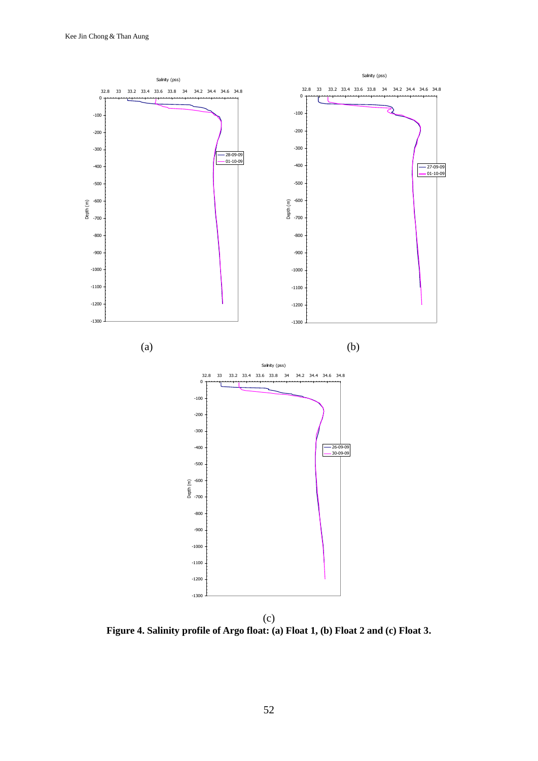(a)

(b)

(c)

**Figure 4. Salinity profile of Argo float: (a) Float 1, (b) Float 2 and (c) Float 3.**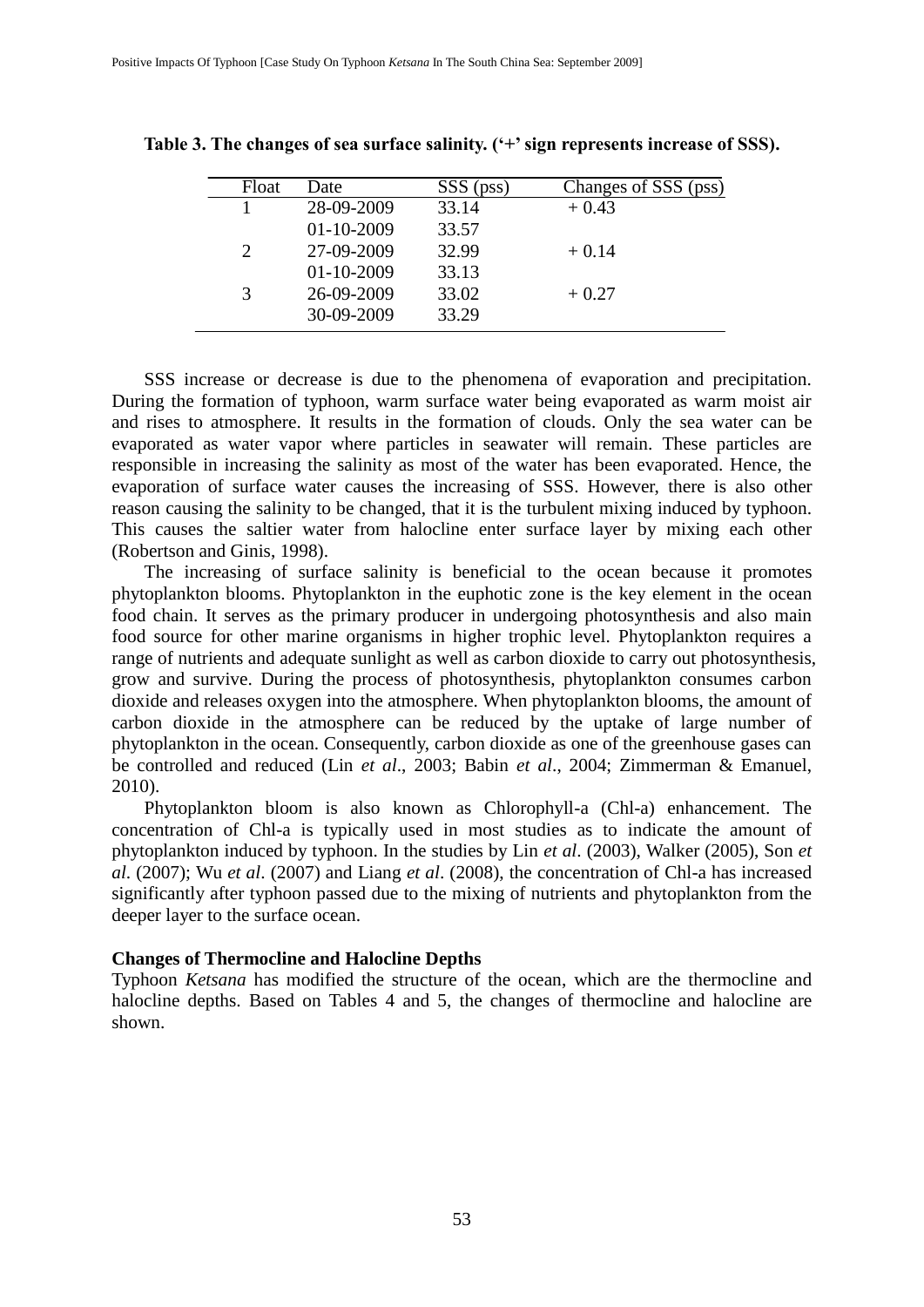**Table 3. The changes of sea surface salinity. ('+' sign represents increase of SSS).**

| Float | Date | SSS (pss) | Changes of SSS (pss) |
|---|---|---|---|
| 1 | 28-09-2009 | 33.14 | + 0.43 |
| | 01-10-2009 | 33.57 | |
| 2 | 27-09-2009 | 32.99 | + 0.14 |
| | 01-10-2009 | 33.13 | |
| 3 | 26-09-2009 | 33.02 | + 0.27 |
| | 30-09-2009 | 33.29 | |

SSS increase or decrease is due to the phenomena of evaporation and precipitation. During the formation of typhoon, warm surface water being evaporated as warm moist air and rises to atmosphere. It results in the formation of clouds. Only the sea water can be evaporated as water vapor where particles in seawater will remain. These particles are responsible in increasing the salinity as most of the water has been evaporated. Hence, the evaporation of surface water causes the increasing of SSS. However, there is also other reason causing the salinity to be changed, that it is the turbulent mixing induced by typhoon. This causes the saltier water from halocline enter surface layer by mixing each other (Robertson and Ginis, 1998).

The increasing of surface salinity is beneficial to the ocean because it promotes phytoplankton blooms. Phytoplankton in the euphotic zone is the key element in the ocean food chain. It serves as the primary producer in undergoing photosynthesis and also main food source for other marine organisms in higher trophic level. Phytoplankton requires a range of nutrients and adequate sunlight as well as carbon dioxide to carry out photosynthesis, grow and survive. During the process of photosynthesis, phytoplankton consumes carbon dioxide and releases oxygen into the atmosphere. When phytoplankton blooms, the amount of carbon dioxide in the atmosphere can be reduced by the uptake of large number of phytoplankton in the ocean. Consequently, carbon dioxide as one of the greenhouse gases can be controlled and reduced (Lin *et al*., 2003; Babin *et al*., 2004; Zimmerman & Emanuel, 2010).

Phytoplankton bloom is also known as Chlorophyll-a (Chl-a) enhancement. The concentration of Chl-a is typically used in most studies as to indicate the amount of phytoplankton induced by typhoon. In the studies by Lin *et al*. (2003), Walker (2005), Son *et al*. (2007); Wu *et al*. (2007) and Liang *et al*. (2008), the concentration of Chl-a has increased significantly after typhoon passed due to the mixing of nutrients and phytoplankton from the deeper layer to the surface ocean.

**Changes of Thermocline and Halocline Depths**

Typhoon *Ketsana* has modified the structure of the ocean, which are the thermocline and halocline depths. Based on Tables 4 and 5, the changes of thermocline and halocline are shown.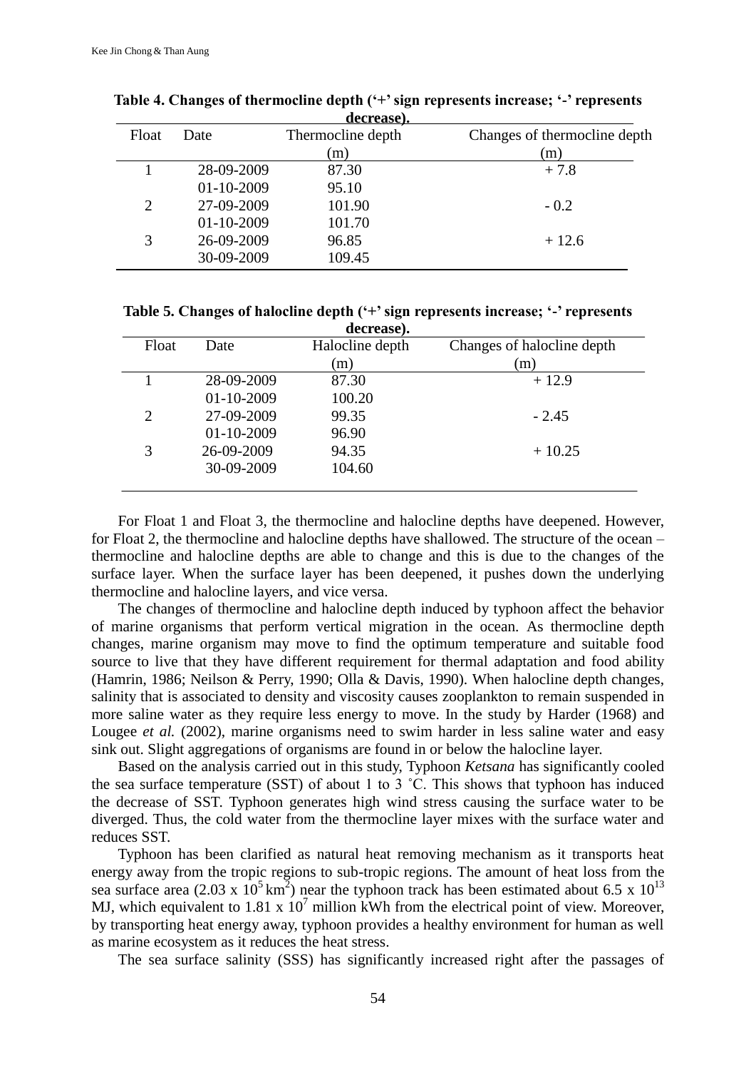**Table 4. Changes of thermocline depth ('+' sign represents increase; '-' represents decrease).**

| Float | Date | Thermocline depth (m) | Changes of thermocline depth (m) |
|---|---|---|---|
| 1 | 28-09-2009 | 87.30 | + 7.8 |
| | 01-10-2009 | 95.10 | |
| 2 | 27-09-2009 | 101.90 | - 0.2 |
| | 01-10-2009 | 101.70 | |
| 3 | 26-09-2009 | 96.85 | + 12.6 |
| | 30-09-2009 | 109.45 | |

**Table 5. Changes of halocline depth ('+' sign represents increase; '-' represents decrease).**

| Float | Date | Halocline depth (m) | Changes of halocline depth (m) |
|---|---|---|---|
| 1 | 28-09-2009 | 87.30 | + 12.9 |
| | 01-10-2009 | 100.20 | |
| 2 | 27-09-2009 | 99.35 | - 2.45 |
| | 01-10-2009 | 96.90 | |
| 3 | 26-09-2009 | 94.35 | + 10.25 |
| | 30-09-2009 | 104.60 | |

For Float 1 and Float 3, the thermocline and halocline depths have deepened. However, for Float 2, the thermocline and halocline depths have shallowed. The structure of the ocean – thermocline and halocline depths are able to change and this is due to the changes of the surface layer. When the surface layer has been deepened, it pushes down the underlying thermocline and halocline layers, and vice versa.

The changes of thermocline and halocline depth induced by typhoon affect the behavior of marine organisms that perform vertical migration in the ocean. As thermocline depth changes, marine organism may move to find the optimum temperature and suitable food source to live that they have different requirement for thermal adaptation and food ability (Hamrin, 1986; Neilson & Perry, 1990; Olla & Davis, 1990). When halocline depth changes, salinity that is associated to density and viscosity causes zooplankton to remain suspended in more saline water as they require less energy to move. In the study by Harder (1968) and Lougee *et al.* (2002), marine organisms need to swim harder in less saline water and easy sink out. Slight aggregations of organisms are found in or below the halocline layer.

Based on the analysis carried out in this study, Typhoon *Ketsana* has significantly cooled the sea surface temperature (SST) of about 1 to 3 ˚C. This shows that typhoon has induced the decrease of SST. Typhoon generates high wind stress causing the surface water to be diverged. Thus, the cold water from the thermocline layer mixes with the surface water and reduces SST.

Typhoon has been clarified as natural heat removing mechanism as it transports heat energy away from the tropic regions to sub-tropic regions. The amount of heat loss from the sea surface area ($2.03 \times 10^5$ km$^2$) near the typhoon track has been estimated about $6.5 \times 10^{13}$ MJ, which equivalent to $1.81 \times 10^7$ million kWh from the electrical point of view. Moreover, by transporting heat energy away, typhoon provides a healthy environment for human as well as marine ecosystem as it reduces the heat stress.

The sea surface salinity (SSS) has significantly increased right after the passages of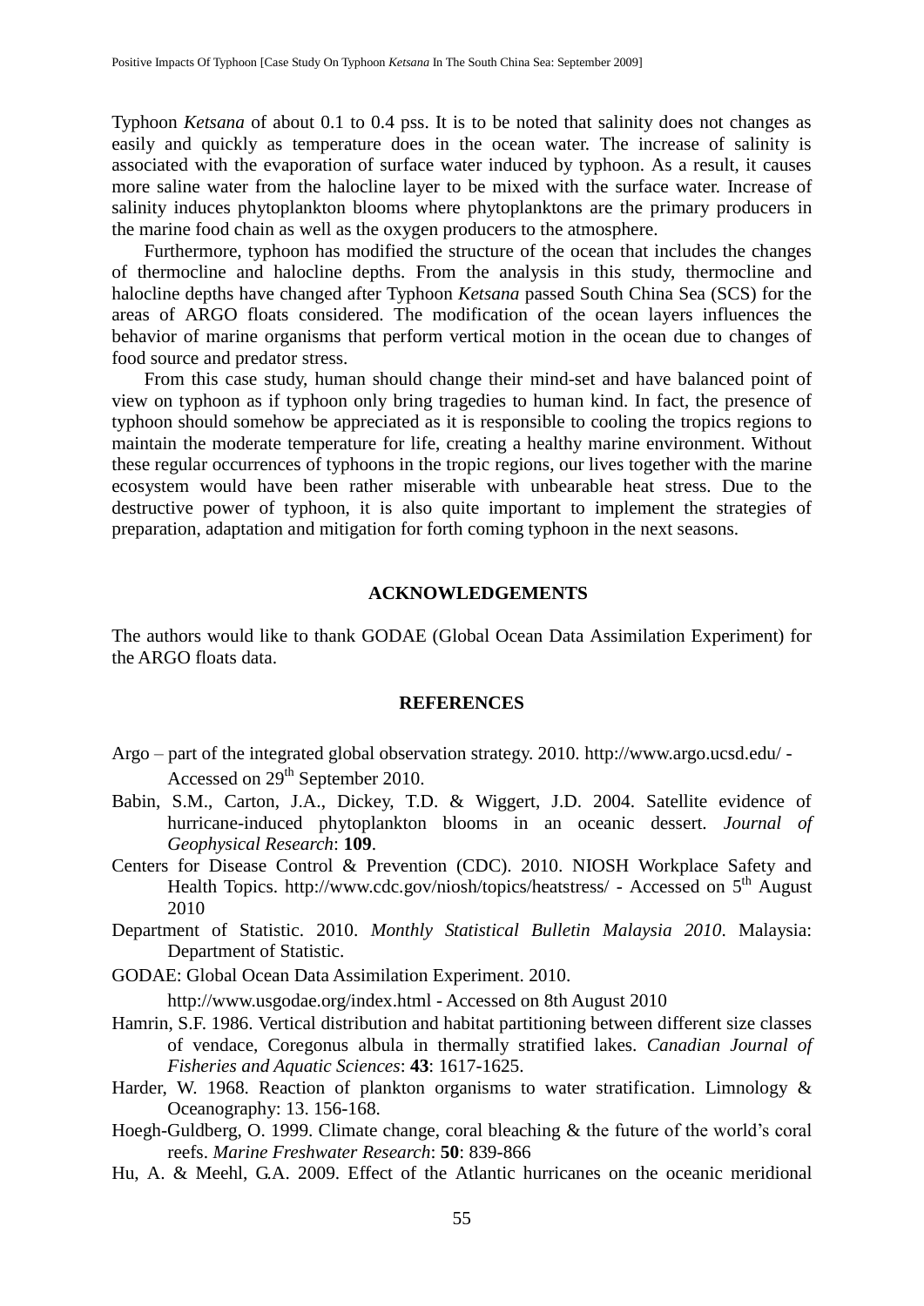Typhoon *Ketsana* of about 0.1 to 0.4 pss. It is to be noted that salinity does not changes as easily and quickly as temperature does in the ocean water. The increase of salinity is associated with the evaporation of surface water induced by typhoon. As a result, it causes more saline water from the halocline layer to be mixed with the surface water. Increase of salinity induces phytoplankton blooms where phytoplanktons are the primary producers in the marine food chain as well as the oxygen producers to the atmosphere.

Furthermore, typhoon has modified the structure of the ocean that includes the changes of thermocline and halocline depths. From the analysis in this study, thermocline and halocline depths have changed after Typhoon *Ketsana* passed South China Sea (SCS) for the areas of ARGO floats considered. The modification of the ocean layers influences the behavior of marine organisms that perform vertical motion in the ocean due to changes of food source and predator stress.

From this case study, human should change their mind-set and have balanced point of view on typhoon as if typhoon only bring tragedies to human kind. In fact, the presence of typhoon should somehow be appreciated as it is responsible to cooling the tropics regions to maintain the moderate temperature for life, creating a healthy marine environment. Without these regular occurrences of typhoons in the tropic regions, our lives together with the marine ecosystem would have been rather miserable with unbearable heat stress. Due to the destructive power of typhoon, it is also quite important to implement the strategies of preparation, adaptation and mitigation for forth coming typhoon in the next seasons.

## ACKNOWLEDGEMENTS

The authors would like to thank GODAE (Global Ocean Data Assimilation Experiment) for the ARGO floats data.

## REFERENCES

Argo – part of the integrated global observation strategy. 2010. http://www.argo.ucsd.edu/ - Accessed on 29th September 2010.

Babin, S.M., Carton, J.A., Dickey, T.D. & Wiggert, J.D. 2004. Satellite evidence of hurricane-induced phytoplankton blooms in an oceanic dessert. *Journal of Geophysical Research*: **109**.

Centers for Disease Control & Prevention (CDC). 2010. NIOSH Workplace Safety and Health Topics. http://www.cdc.gov/niosh/topics/heatstress/ - Accessed on 5th August 2010

Department of Statistic. 2010. *Monthly Statistical Bulletin Malaysia 2010*. Malaysia: Department of Statistic.

GODAE: Global Ocean Data Assimilation Experiment. 2010. http://www.usgodae.org/index.html - Accessed on 8th August 2010

Hamrin, S.F. 1986. Vertical distribution and habitat partitioning between different size classes of vendace, Coregonus albula in thermally stratified lakes. *Canadian Journal of Fisheries and Aquatic Sciences*: **43**: 1617-1625.

Harder, W. 1968. Reaction of plankton organisms to water stratification. Limnology & Oceanography: 13. 156-168.

Hoegh-Guldberg, O. 1999. Climate change, coral bleaching & the future of the world's coral reefs. *Marine Freshwater Research*: **50**: 839-866

Hu, A. & Meehl, G.A. 2009. Effect of the Atlantic hurricanes on the oceanic meridional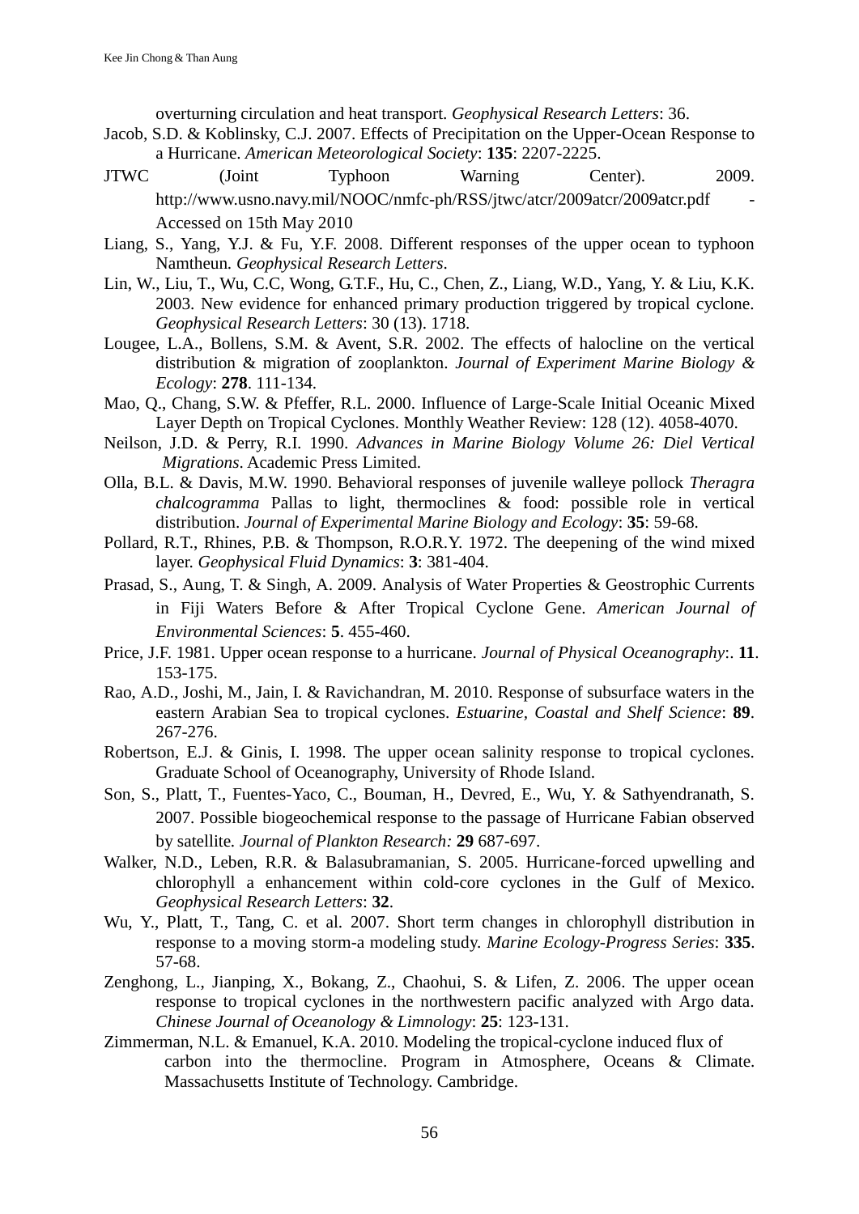overturning circulation and heat transport. *Geophysical Research Letters*: 36.

Jacob, S.D. & Koblinsky, C.J. 2007. Effects of Precipitation on the Upper-Ocean Response to a Hurricane. *American Meteorological Society*: **135**: 2207-2225.

JTWC (Joint Typhoon Warning Center). 2009. http://www.usno.navy.mil/NOOC/nmfc-ph/RSS/jtwc/atcr/2009atcr/2009atcr.pdf - Accessed on 15th May 2010

Liang, S., Yang, Y.J. & Fu, Y.F. 2008. Different responses of the upper ocean to typhoon Namtheun. *Geophysical Research Letters*.

Lin, W., Liu, T., Wu, C.C, Wong, G.T.F., Hu, C., Chen, Z., Liang, W.D., Yang, Y. & Liu, K.K. 2003. New evidence for enhanced primary production triggered by tropical cyclone. *Geophysical Research Letters*: 30 (13). 1718.

Lougee, L.A., Bollens, S.M. & Avent, S.R. 2002. The effects of halocline on the vertical distribution & migration of zooplankton. *Journal of Experiment Marine Biology & Ecology*: **278**. 111-134.

Mao, Q., Chang, S.W. & Pfeffer, R.L. 2000. Influence of Large-Scale Initial Oceanic Mixed Layer Depth on Tropical Cyclones. Monthly Weather Review: 128 (12). 4058-4070.

Neilson, J.D. & Perry, R.I. 1990. *Advances in Marine Biology Volume 26: Diel Vertical Migrations*. Academic Press Limited.

Olla, B.L. & Davis, M.W. 1990. Behavioral responses of juvenile walleye pollock *Theragra chalcogramma* Pallas to light, thermoclines & food: possible role in vertical distribution. *Journal of Experimental Marine Biology and Ecology*: **35**: 59-68.

Pollard, R.T., Rhines, P.B. & Thompson, R.O.R.Y. 1972. The deepening of the wind mixed layer. *Geophysical Fluid Dynamics*: **3**: 381-404.

Prasad, S., Aung, T. & Singh, A. 2009. Analysis of Water Properties & Geostrophic Currents in Fiji Waters Before & After Tropical Cyclone Gene. *American Journal of Environmental Sciences*: **5**. 455-460.

Price, J.F. 1981. Upper ocean response to a hurricane. *Journal of Physical Oceanography*:. **11**. 153-175.

Rao, A.D., Joshi, M., Jain, I. & Ravichandran, M. 2010. Response of subsurface waters in the eastern Arabian Sea to tropical cyclones. *Estuarine, Coastal and Shelf Science*: **89**. 267-276.

Robertson, E.J. & Ginis, I. 1998. The upper ocean salinity response to tropical cyclones. Graduate School of Oceanography, University of Rhode Island.

Son, S., Platt, T., Fuentes-Yaco, C., Bouman, H., Devred, E., Wu, Y. & Sathyendranath, S. 2007. Possible biogeochemical response to the passage of Hurricane Fabian observed by satellite. *Journal of Plankton Research:* **29** 687-697.

Walker, N.D., Leben, R.R. & Balasubramanian, S. 2005. Hurricane-forced upwelling and chlorophyll a enhancement within cold-core cyclones in the Gulf of Mexico. *Geophysical Research Letters*: **32**.

Wu, Y., Platt, T., Tang, C. et al. 2007. Short term changes in chlorophyll distribution in response to a moving storm-a modeling study. *Marine Ecology-Progress Series*: **335**. 57-68.

Zenghong, L., Jianping, X., Bokang, Z., Chaohui, S. & Lifen, Z. 2006. The upper ocean response to tropical cyclones in the northwestern pacific analyzed with Argo data. *Chinese Journal of Oceanology & Limnology*: **25**: 123-131.

Zimmerman, N.L. & Emanuel, K.A. 2010. Modeling the tropical-cyclone induced flux of carbon into the thermocline. Program in Atmosphere, Oceans & Climate. Massachusetts Institute of Technology. Cambridge.